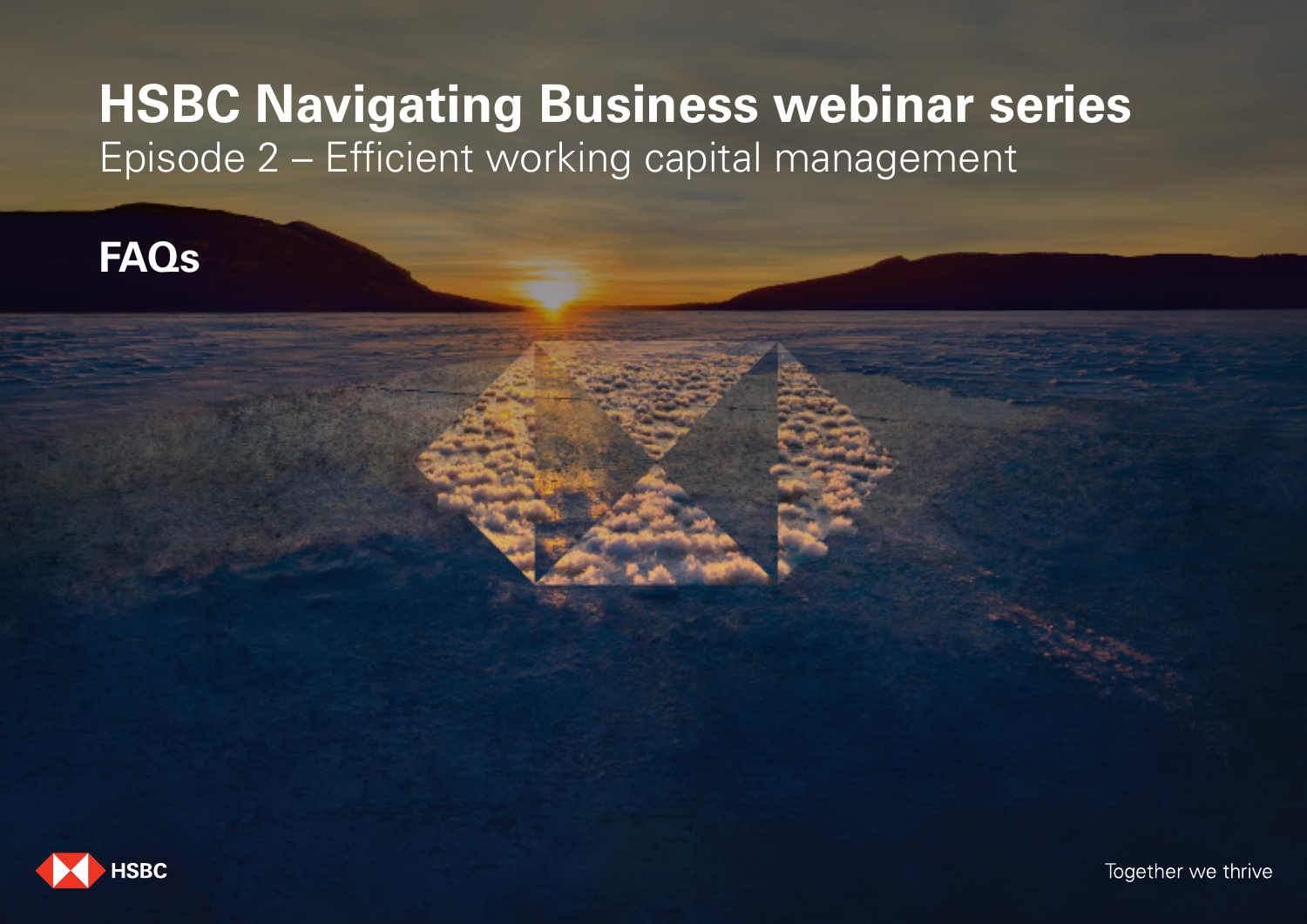# HSBC Navigating Business webinar series

## Episode 2 – Efficient working capital management

## FAQs

HSBC

Together we thrive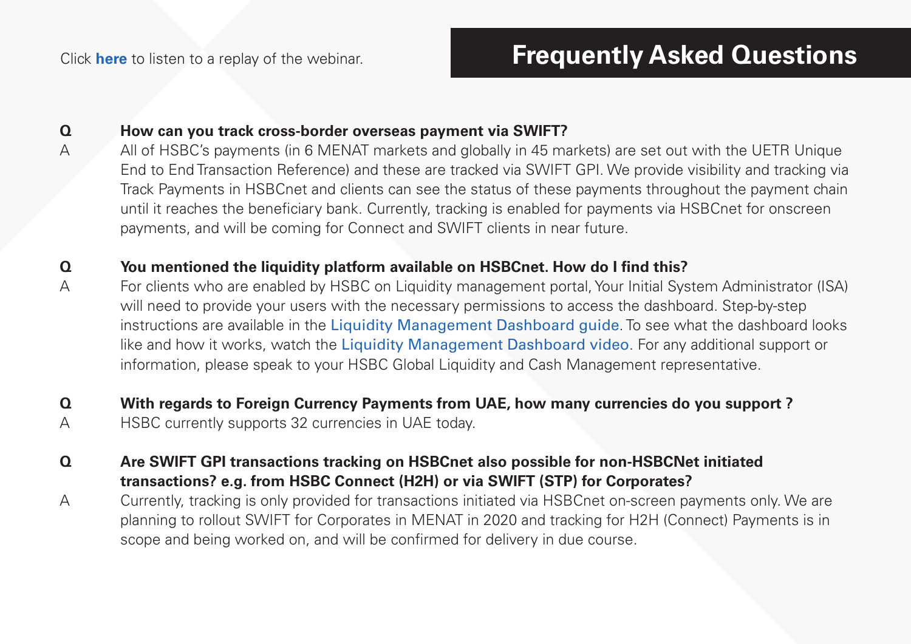Click **here** to listen to a replay of the webinar.

# Frequently Asked Questions

**Q** **How can you track cross-border overseas payment via SWIFT?**

A All of HSBC's payments (in 6 MENAT markets and globally in 45 markets) are set out with the UETR Unique End to End Transaction Reference) and these are tracked via SWIFT GPI. We provide visibility and tracking via Track Payments in HSBCnet and clients can see the status of these payments throughout the payment chain until it reaches the beneficiary bank. Currently, tracking is enabled for payments via HSBCnet for onscreen payments, and will be coming for Connect and SWIFT clients in near future.

**Q** **You mentioned the liquidity platform available on HSBCnet. How do I find this?**

A For clients who are enabled by HSBC on Liquidity management portal, Your Initial System Administrator (ISA) will need to provide your users with the necessary permissions to access the dashboard. Step-by-step instructions are available in the Liquidity Management Dashboard guide. To see what the dashboard looks like and how it works, watch the Liquidity Management Dashboard video. For any additional support or information, please speak to your HSBC Global Liquidity and Cash Management representative.

**Q** **With regards to Foreign Currency Payments from UAE, how many currencies do you support ?**

A HSBC currently supports 32 currencies in UAE today.

**Q** **Are SWIFT GPI transactions tracking on HSBCnet also possible for non-HSBCNet initiated transactions? e.g. from HSBC Connect (H2H) or via SWIFT (STP) for Corporates?**

A Currently, tracking is only provided for transactions initiated via HSBCnet on-screen payments only. We are planning to rollout SWIFT for Corporates in MENAT in 2020 and tracking for H2H (Connect) Payments is in scope and being worked on, and will be confirmed for delivery in due course.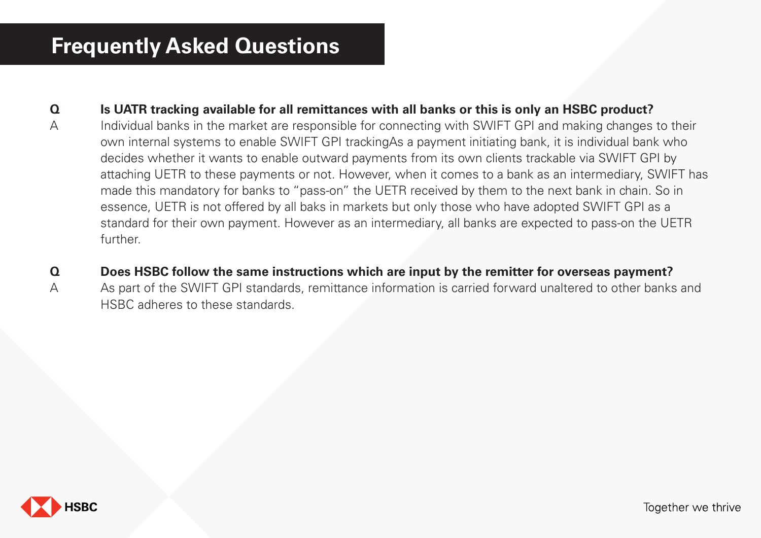# Frequently Asked Questions

**Q** **Is UATR tracking available for all remittances with all banks or this is only an HSBC product?**

A Individual banks in the market are responsible for connecting with SWIFT GPI and making changes to their own internal systems to enable SWIFT GPI trackingAs a payment initiating bank, it is individual bank who decides whether it wants to enable outward payments from its own clients trackable via SWIFT GPI by attaching UETR to these payments or not. However, when it comes to a bank as an intermediary, SWIFT has made this mandatory for banks to "pass-on" the UETR received by them to the next bank in chain. So in essence, UETR is not offered by all baks in markets but only those who have adopted SWIFT GPI as a standard for their own payment. However as an intermediary, all banks are expected to pass-on the UETR further.

**Q** **Does HSBC follow the same instructions which are input by the remitter for overseas payment?**

A As part of the SWIFT GPI standards, remittance information is carried forward unaltered to other banks and HSBC adheres to these standards.